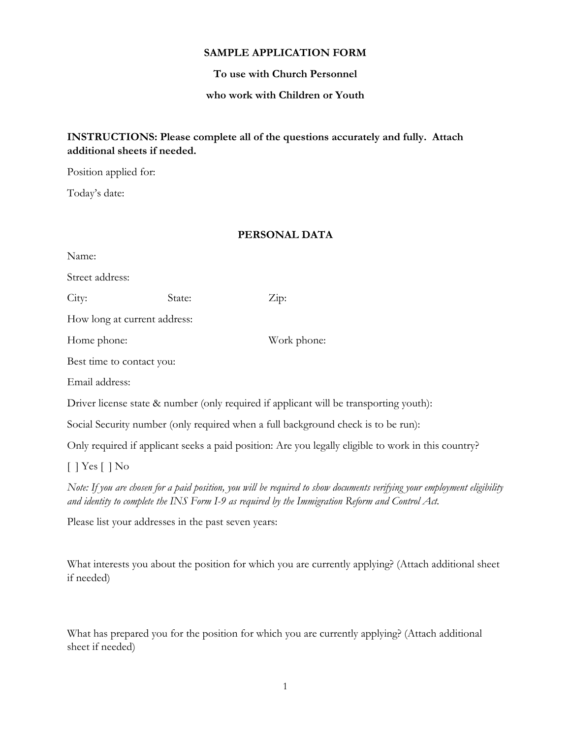**SAMPLE APPLICATION FORM**

**To use with Church Personnel**

**who work with Children or Youth**

**INSTRUCTIONS: Please complete all of the questions accurately and fully. Attach additional sheets if needed.**

Position applied for:

Today's date:

**PERSONAL DATA**

Name:

Street address:

City: State: Zip:

How long at current address:

Home phone: Work phone:

Best time to contact you:

Email address:

Driver license state & number (only required if applicant will be transporting youth):

Social Security number (only required when a full background check is to be run):

Only required if applicant seeks a paid position: Are you legally eligible to work in this country?

[ ] Yes [ ] No

*Note: If you are chosen for a paid position, you will be required to show documents verifying your employment eligibility and identity to complete the INS Form I-9 as required by the Immigration Reform and Control Act.*

Please list your addresses in the past seven years:

What interests you about the position for which you are currently applying? (Attach additional sheet if needed)

What has prepared you for the position for which you are currently applying? (Attach additional sheet if needed)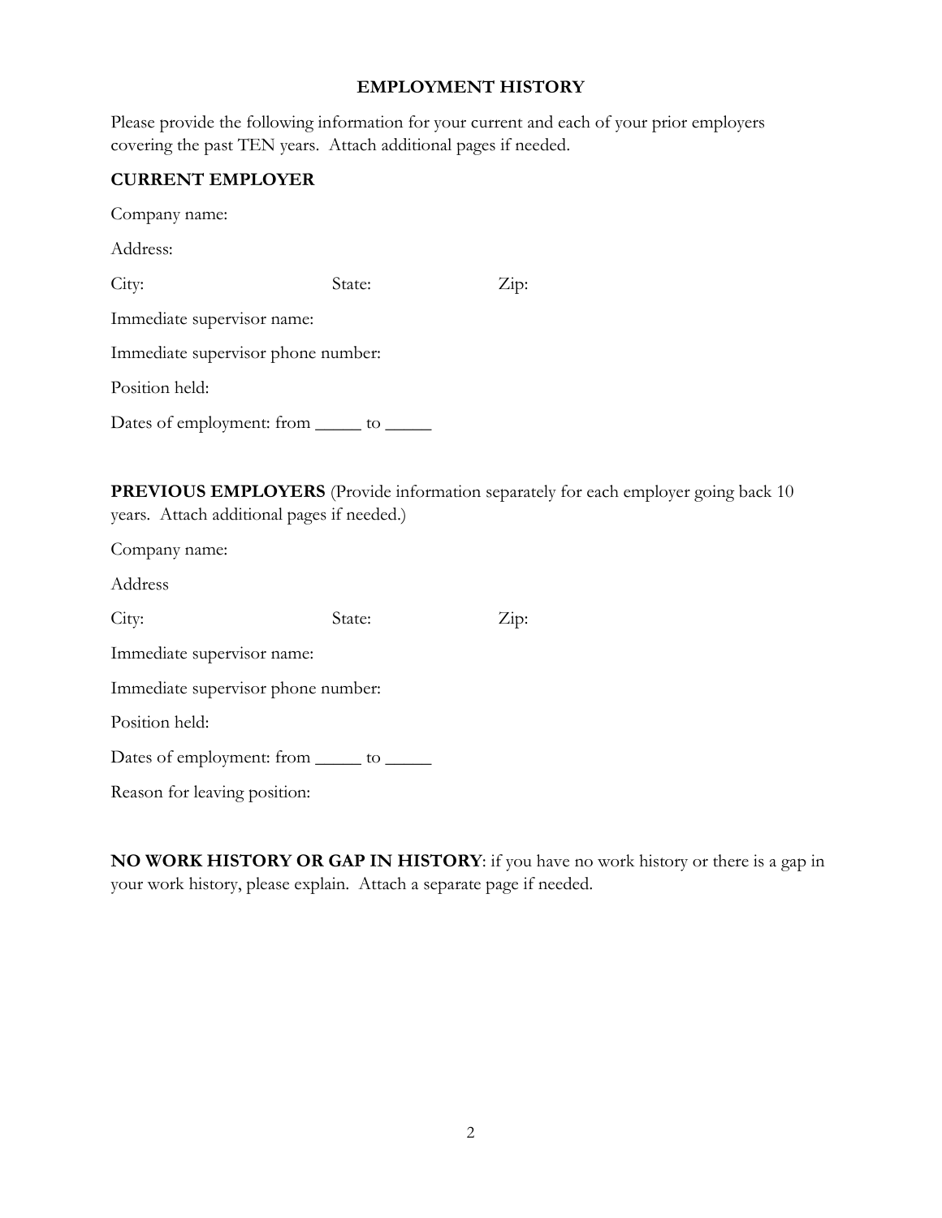# EMPLOYMENT HISTORY

Please provide the following information for your current and each of your prior employers covering the past TEN years. Attach additional pages if needed.

**CURRENT EMPLOYER**

Company name:

Address:

City: State: Zip:

Immediate supervisor name:

Immediate supervisor phone number:

Position held:

Dates of employment: from _____ to _____

**PREVIOUS EMPLOYERS** (Provide information separately for each employer going back 10 years. Attach additional pages if needed.)

Company name:

Address

City: State: Zip:

Immediate supervisor name:

Immediate supervisor phone number:

Position held:

Dates of employment: from _____ to _____

Reason for leaving position:

**NO WORK HISTORY OR GAP IN HISTORY**: if you have no work history or there is a gap in your work history, please explain. Attach a separate page if needed.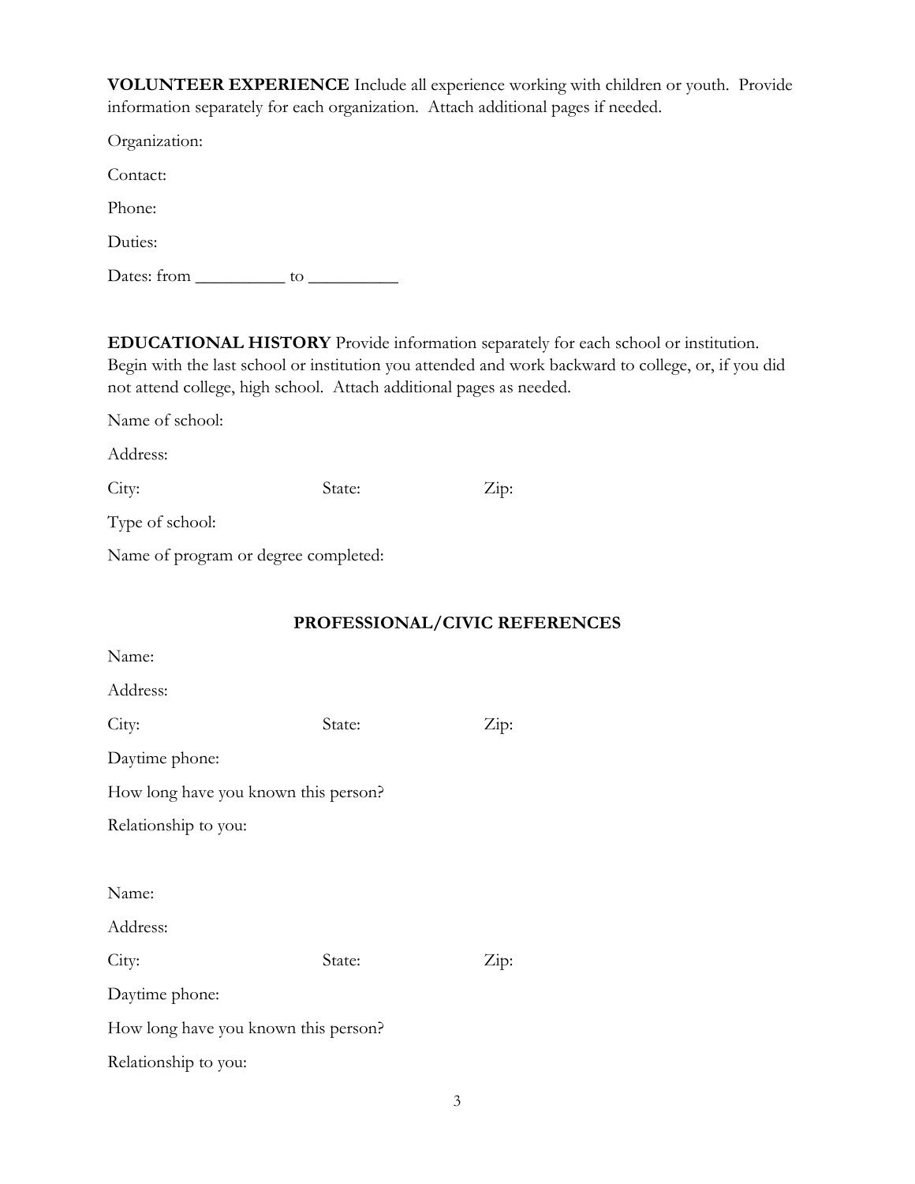**VOLUNTEER EXPERIENCE** Include all experience working with children or youth. Provide information separately for each organization. Attach additional pages if needed.

Organization:

Contact:

Phone:

Duties:

Dates: from __________ to __________

**EDUCATIONAL HISTORY** Provide information separately for each school or institution. Begin with the last school or institution you attended and work backward to college, or, if you did not attend college, high school. Attach additional pages as needed.

Name of school:

Address:

City: State: Zip:

Type of school:

Name of program or degree completed:

## PROFESSIONAL/CIVIC REFERENCES

Name:

Address:

City: State: Zip:

Daytime phone:

How long have you known this person?

Relationship to you:

Name:

Address:

City: State: Zip:

Daytime phone:

How long have you known this person?

Relationship to you: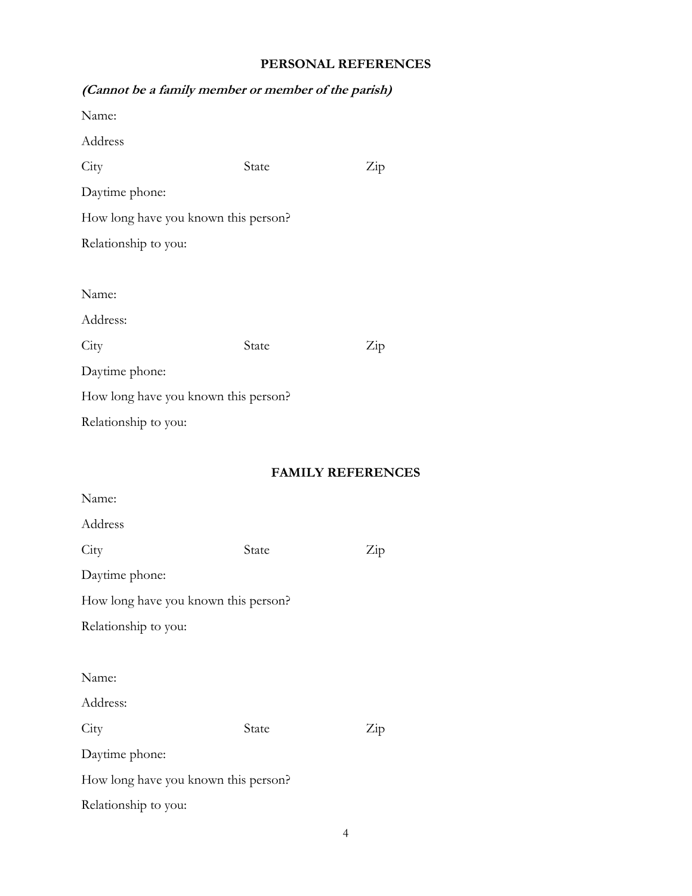## PERSONAL REFERENCES

***(Cannot be a family member or member of the parish)***

Name:

Address

City State Zip

Daytime phone:

How long have you known this person?

Relationship to you:

Name:

Address:

City State Zip

Daytime phone:

How long have you known this person?

Relationship to you:

## FAMILY REFERENCES

Name:

Address

City State Zip

Daytime phone:

How long have you known this person?

Relationship to you:

Name:

Address:

City State Zip

Daytime phone:

How long have you known this person?

Relationship to you: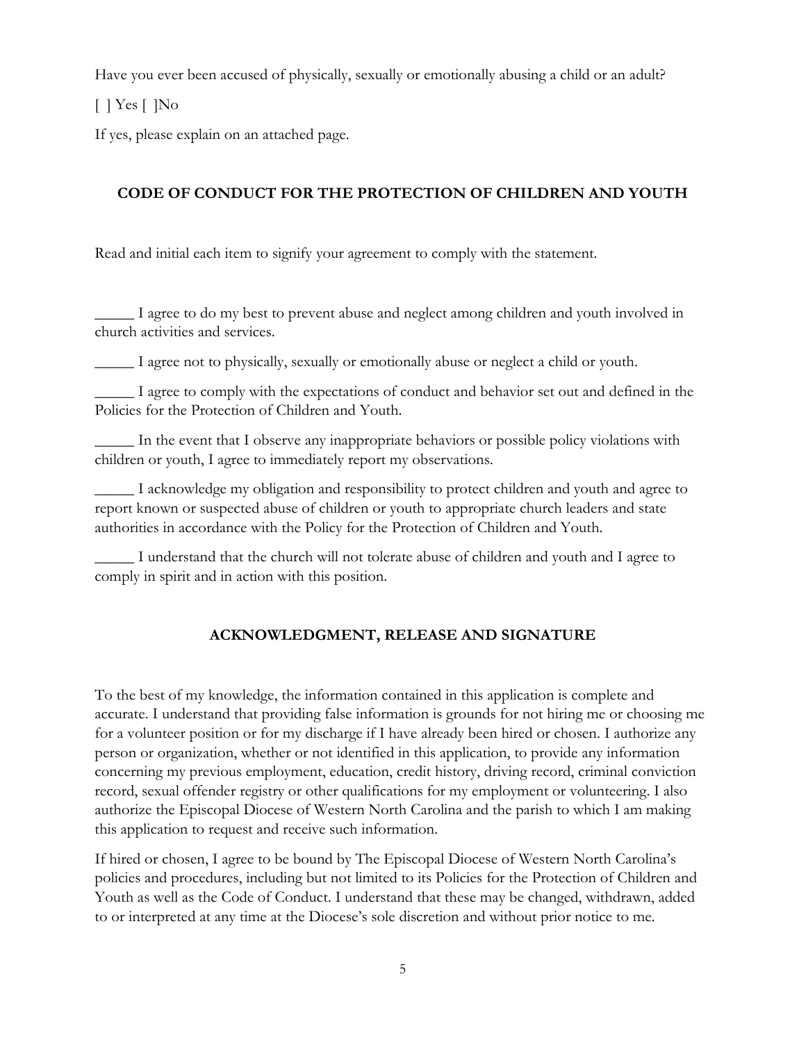Have you ever been accused of physically, sexually or emotionally abusing a child or an adult?

[ ] Yes [ ]No

If yes, please explain on an attached page.

## CODE OF CONDUCT FOR THE PROTECTION OF CHILDREN AND YOUTH

Read and initial each item to signify your agreement to comply with the statement.

_____ I agree to do my best to prevent abuse and neglect among children and youth involved in church activities and services.

_____ I agree not to physically, sexually or emotionally abuse or neglect a child or youth.

_____ I agree to comply with the expectations of conduct and behavior set out and defined in the Policies for the Protection of Children and Youth.

_____ In the event that I observe any inappropriate behaviors or possible policy violations with children or youth, I agree to immediately report my observations.

_____ I acknowledge my obligation and responsibility to protect children and youth and agree to report known or suspected abuse of children or youth to appropriate church leaders and state authorities in accordance with the Policy for the Protection of Children and Youth.

_____ I understand that the church will not tolerate abuse of children and youth and I agree to comply in spirit and in action with this position.

## ACKNOWLEDGMENT, RELEASE AND SIGNATURE

To the best of my knowledge, the information contained in this application is complete and accurate. I understand that providing false information is grounds for not hiring me or choosing me for a volunteer position or for my discharge if I have already been hired or chosen. I authorize any person or organization, whether or not identified in this application, to provide any information concerning my previous employment, education, credit history, driving record, criminal conviction record, sexual offender registry or other qualifications for my employment or volunteering. I also authorize the Episcopal Diocese of Western North Carolina and the parish to which I am making this application to request and receive such information.

If hired or chosen, I agree to be bound by The Episcopal Diocese of Western North Carolina's policies and procedures, including but not limited to its Policies for the Protection of Children and Youth as well as the Code of Conduct. I understand that these may be changed, withdrawn, added to or interpreted at any time at the Diocese's sole discretion and without prior notice to me.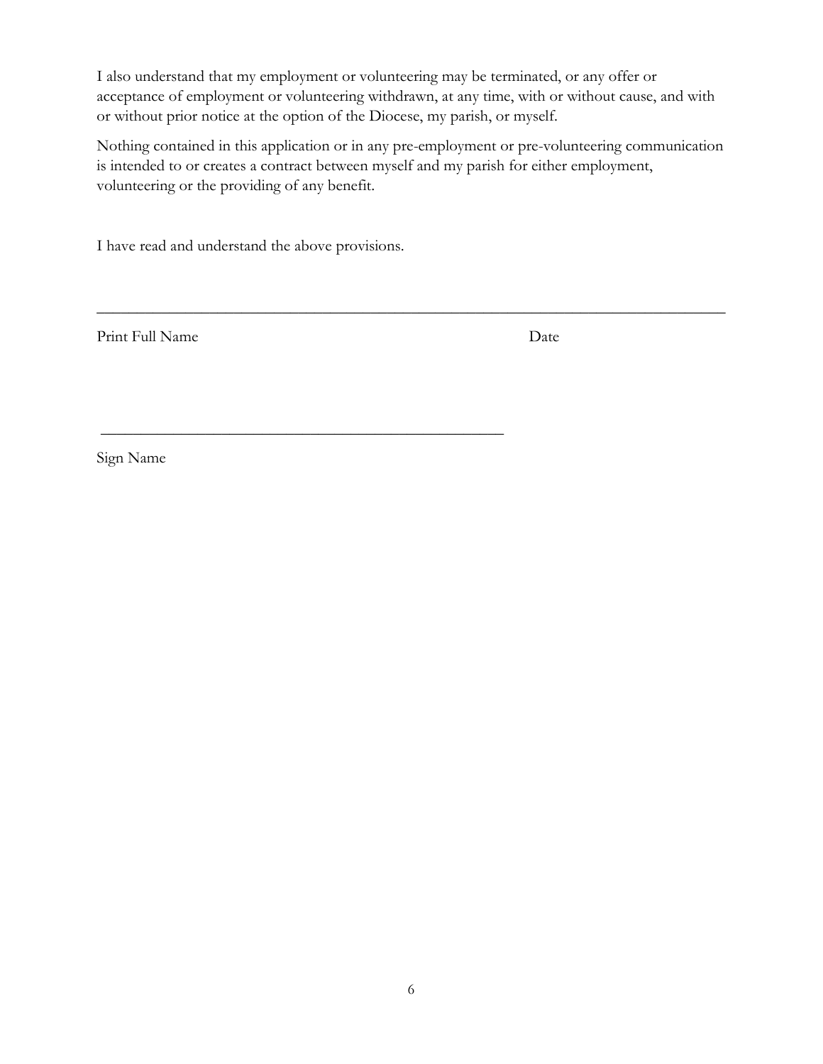I also understand that my employment or volunteering may be terminated, or any offer or acceptance of employment or volunteering withdrawn, at any time, with or without cause, and with or without prior notice at the option of the Diocese, my parish, or myself.

Nothing contained in this application or in any pre-employment or pre-volunteering communication is intended to or creates a contract between myself and my parish for either employment, volunteering or the providing of any benefit.

I have read and understand the above provisions.

_______________________________________________________________________________

Print Full Name                                                                                    Date

__________________________________________________

Sign Name